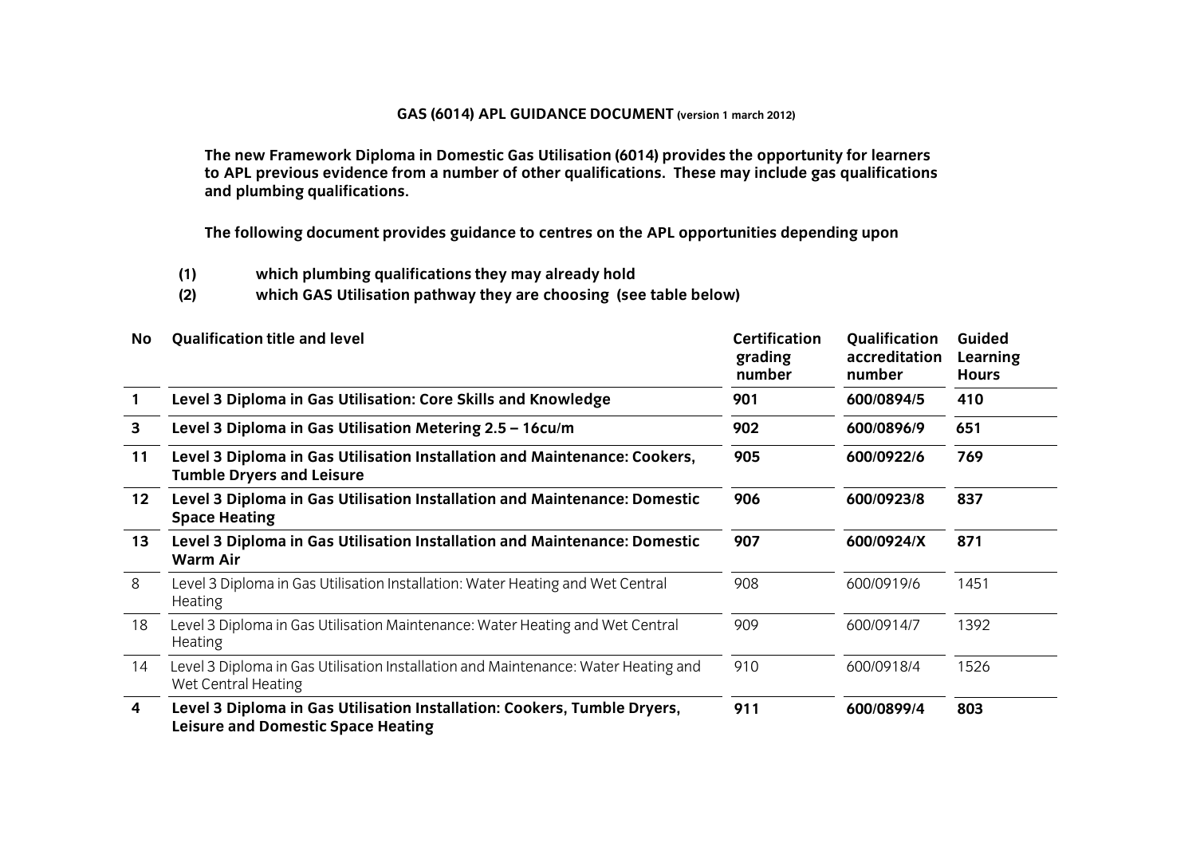**GAS (6014) APL GUIDANCE DOCUMENT** (version 1 march 2012)

**The new Framework Diploma in Domestic Gas Utilisation (6014) provides the opportunity for learners to APL previous evidence from a number of other qualifications. These may include gas qualifications and plumbing qualifications.**

**The following document provides guidance to centres on the APL opportunities depending upon**

**(1) which plumbing qualifications they may already hold**

**(2) which GAS Utilisation pathway they are choosing (see table below)**

| No | Qualification title and level | Certification grading number | Qualification accreditation number | Guided Learning Hours |
|---|---|---|---|---|
| **1** | **Level 3 Diploma in Gas Utilisation: Core Skills and Knowledge** | **901** | **600/0894/5** | **410** |
| **3** | **Level 3 Diploma in Gas Utilisation Metering 2.5 – 16cu/m** | **902** | **600/0896/9** | **651** |
| **11** | **Level 3 Diploma in Gas Utilisation Installation and Maintenance: Cookers, Tumble Dryers and Leisure** | **905** | **600/0922/6** | **769** |
| **12** | **Level 3 Diploma in Gas Utilisation Installation and Maintenance: Domestic Space Heating** | **906** | **600/0923/8** | **837** |
| **13** | **Level 3 Diploma in Gas Utilisation Installation and Maintenance: Domestic Warm Air** | **907** | **600/0924/X** | **871** |
| 8 | Level 3 Diploma in Gas Utilisation Installation: Water Heating and Wet Central Heating | 908 | 600/0919/6 | 1451 |
| 18 | Level 3 Diploma in Gas Utilisation Maintenance: Water Heating and Wet Central Heating | 909 | 600/0914/7 | 1392 |
| 14 | Level 3 Diploma in Gas Utilisation Installation and Maintenance: Water Heating and Wet Central Heating | 910 | 600/0918/4 | 1526 |
| **4** | **Level 3 Diploma in Gas Utilisation Installation: Cookers, Tumble Dryers, Leisure and Domestic Space Heating** | **911** | **600/0899/4** | **803** |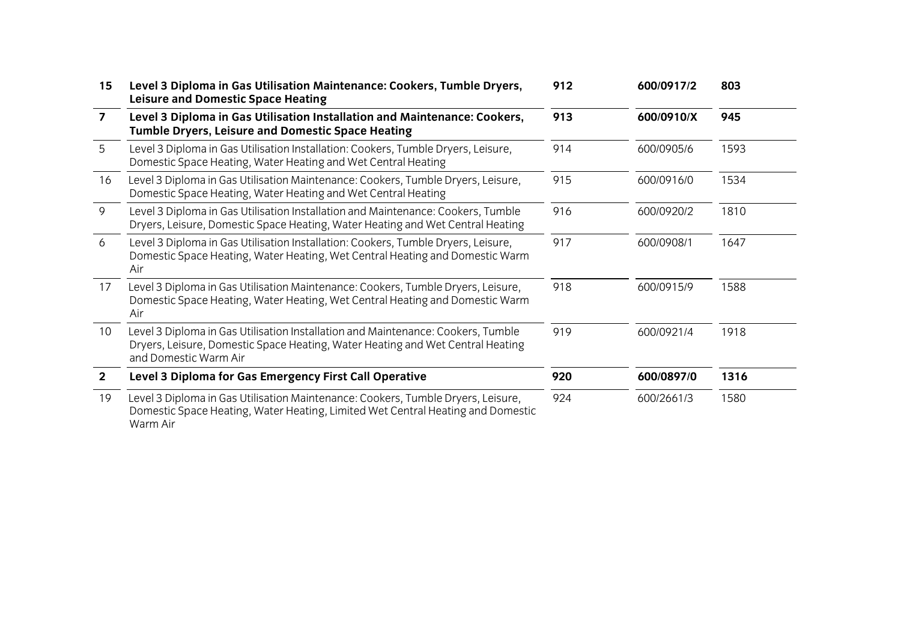| | | | | |
|---|---|---|---|---|
| **15** | **Level 3 Diploma in Gas Utilisation Maintenance: Cookers, Tumble Dryers, Leisure and Domestic Space Heating** | **912** | **600/0917/2** | **803** |
| **7** | **Level 3 Diploma in Gas Utilisation Installation and Maintenance: Cookers, Tumble Dryers, Leisure and Domestic Space Heating** | **913** | **600/0910/X** | **945** |
| 5 | Level 3 Diploma in Gas Utilisation Installation: Cookers, Tumble Dryers, Leisure, Domestic Space Heating, Water Heating and Wet Central Heating | 914 | 600/0905/6 | 1593 |
| 16 | Level 3 Diploma in Gas Utilisation Maintenance: Cookers, Tumble Dryers, Leisure, Domestic Space Heating, Water Heating and Wet Central Heating | 915 | 600/0916/0 | 1534 |
| 9 | Level 3 Diploma in Gas Utilisation Installation and Maintenance: Cookers, Tumble Dryers, Leisure, Domestic Space Heating, Water Heating and Wet Central Heating | 916 | 600/0920/2 | 1810 |
| 6 | Level 3 Diploma in Gas Utilisation Installation: Cookers, Tumble Dryers, Leisure, Domestic Space Heating, Water Heating, Wet Central Heating and Domestic Warm Air | 917 | 600/0908/1 | 1647 |
| 17 | Level 3 Diploma in Gas Utilisation Maintenance: Cookers, Tumble Dryers, Leisure, Domestic Space Heating, Water Heating, Wet Central Heating and Domestic Warm Air | 918 | 600/0915/9 | 1588 |
| 10 | Level 3 Diploma in Gas Utilisation Installation and Maintenance: Cookers, Tumble Dryers, Leisure, Domestic Space Heating, Water Heating and Wet Central Heating and Domestic Warm Air | 919 | 600/0921/4 | 1918 |
| **2** | **Level 3 Diploma for Gas Emergency First Call Operative** | **920** | **600/0897/0** | **1316** |
| 19 | Level 3 Diploma in Gas Utilisation Maintenance: Cookers, Tumble Dryers, Leisure, Domestic Space Heating, Water Heating, Limited Wet Central Heating and Domestic Warm Air | 924 | 600/2661/3 | 1580 |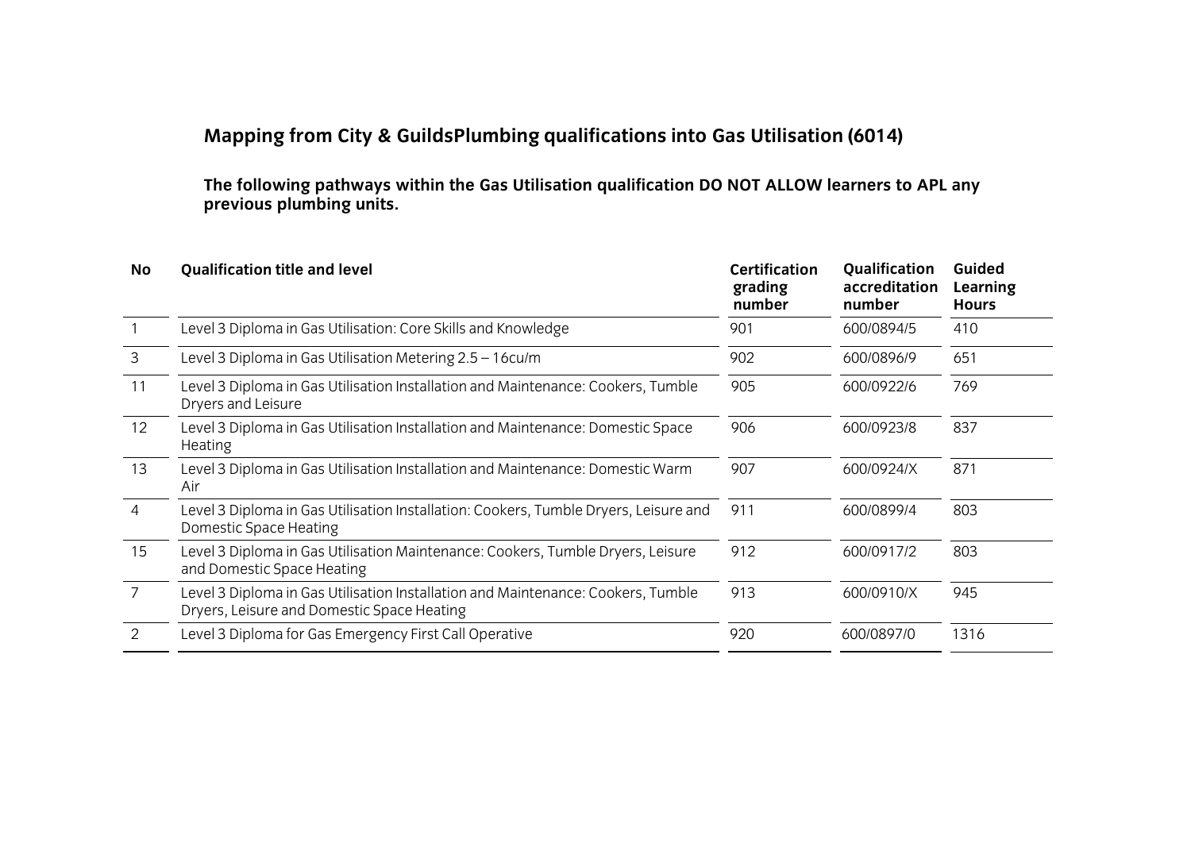## Mapping from City & GuildsPlumbing qualifications into Gas Utilisation (6014)

**The following pathways within the Gas Utilisation qualification DO NOT ALLOW learners to APL any previous plumbing units.**

| No | Qualification title and level | Certification grading number | Qualification accreditation number | Guided Learning Hours |
|---|---|---|---|---|
| 1 | Level 3 Diploma in Gas Utilisation: Core Skills and Knowledge | 901 | 600/0894/5 | 410 |
| 3 | Level 3 Diploma in Gas Utilisation Metering 2.5 – 16cu/m | 902 | 600/0896/9 | 651 |
| 11 | Level 3 Diploma in Gas Utilisation Installation and Maintenance: Cookers, Tumble Dryers and Leisure | 905 | 600/0922/6 | 769 |
| 12 | Level 3 Diploma in Gas Utilisation Installation and Maintenance: Domestic Space Heating | 906 | 600/0923/8 | 837 |
| 13 | Level 3 Diploma in Gas Utilisation Installation and Maintenance: Domestic Warm Air | 907 | 600/0924/X | 871 |
| 4 | Level 3 Diploma in Gas Utilisation Installation: Cookers, Tumble Dryers, Leisure and Domestic Space Heating | 911 | 600/0899/4 | 803 |
| 15 | Level 3 Diploma in Gas Utilisation Maintenance: Cookers, Tumble Dryers, Leisure and Domestic Space Heating | 912 | 600/0917/2 | 803 |
| 7 | Level 3 Diploma in Gas Utilisation Installation and Maintenance: Cookers, Tumble Dryers, Leisure and Domestic Space Heating | 913 | 600/0910/X | 945 |
| 2 | Level 3 Diploma for Gas Emergency First Call Operative | 920 | 600/0897/0 | 1316 |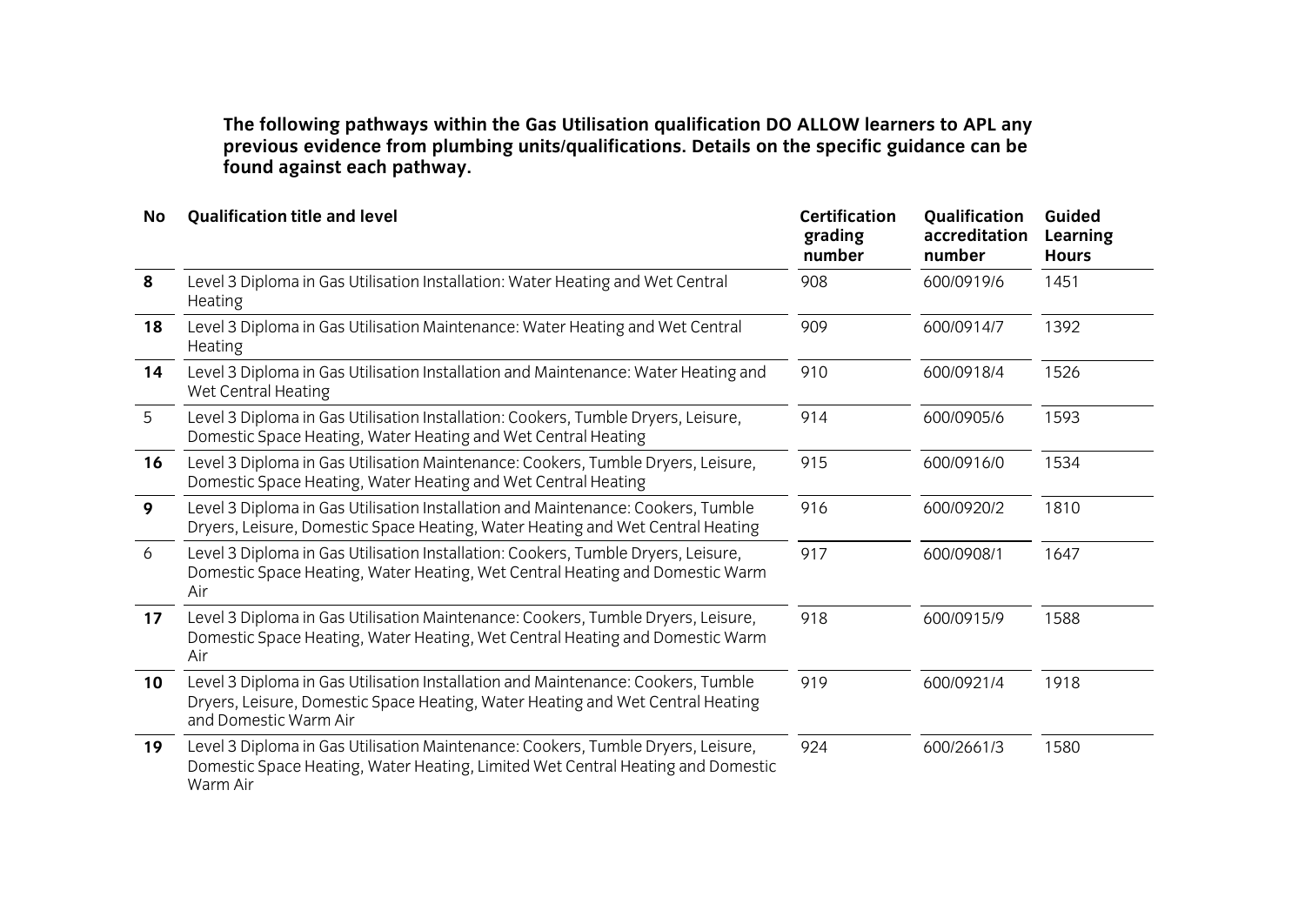**The following pathways within the Gas Utilisation qualification DO ALLOW learners to APL any previous evidence from plumbing units/qualifications. Details on the specific guidance can be found against each pathway.**

| No | Qualification title and level | Certification grading number | Qualification accreditation number | Guided Learning Hours |
|---|---|---|---|---|
| **8** | Level 3 Diploma in Gas Utilisation Installation: Water Heating and Wet Central Heating | 908 | 600/0919/6 | 1451 |
| **18** | Level 3 Diploma in Gas Utilisation Maintenance: Water Heating and Wet Central Heating | 909 | 600/0914/7 | 1392 |
| **14** | Level 3 Diploma in Gas Utilisation Installation and Maintenance: Water Heating and Wet Central Heating | 910 | 600/0918/4 | 1526 |
| 5 | Level 3 Diploma in Gas Utilisation Installation: Cookers, Tumble Dryers, Leisure, Domestic Space Heating, Water Heating and Wet Central Heating | 914 | 600/0905/6 | 1593 |
| **16** | Level 3 Diploma in Gas Utilisation Maintenance: Cookers, Tumble Dryers, Leisure, Domestic Space Heating, Water Heating and Wet Central Heating | 915 | 600/0916/0 | 1534 |
| **9** | Level 3 Diploma in Gas Utilisation Installation and Maintenance: Cookers, Tumble Dryers, Leisure, Domestic Space Heating, Water Heating and Wet Central Heating | 916 | 600/0920/2 | 1810 |
| 6 | Level 3 Diploma in Gas Utilisation Installation: Cookers, Tumble Dryers, Leisure, Domestic Space Heating, Water Heating, Wet Central Heating and Domestic Warm Air | 917 | 600/0908/1 | 1647 |
| **17** | Level 3 Diploma in Gas Utilisation Maintenance: Cookers, Tumble Dryers, Leisure, Domestic Space Heating, Water Heating, Wet Central Heating and Domestic Warm Air | 918 | 600/0915/9 | 1588 |
| **10** | Level 3 Diploma in Gas Utilisation Installation and Maintenance: Cookers, Tumble Dryers, Leisure, Domestic Space Heating, Water Heating and Wet Central Heating and Domestic Warm Air | 919 | 600/0921/4 | 1918 |
| **19** | Level 3 Diploma in Gas Utilisation Maintenance: Cookers, Tumble Dryers, Leisure, Domestic Space Heating, Water Heating, Limited Wet Central Heating and Domestic Warm Air | 924 | 600/2661/3 | 1580 |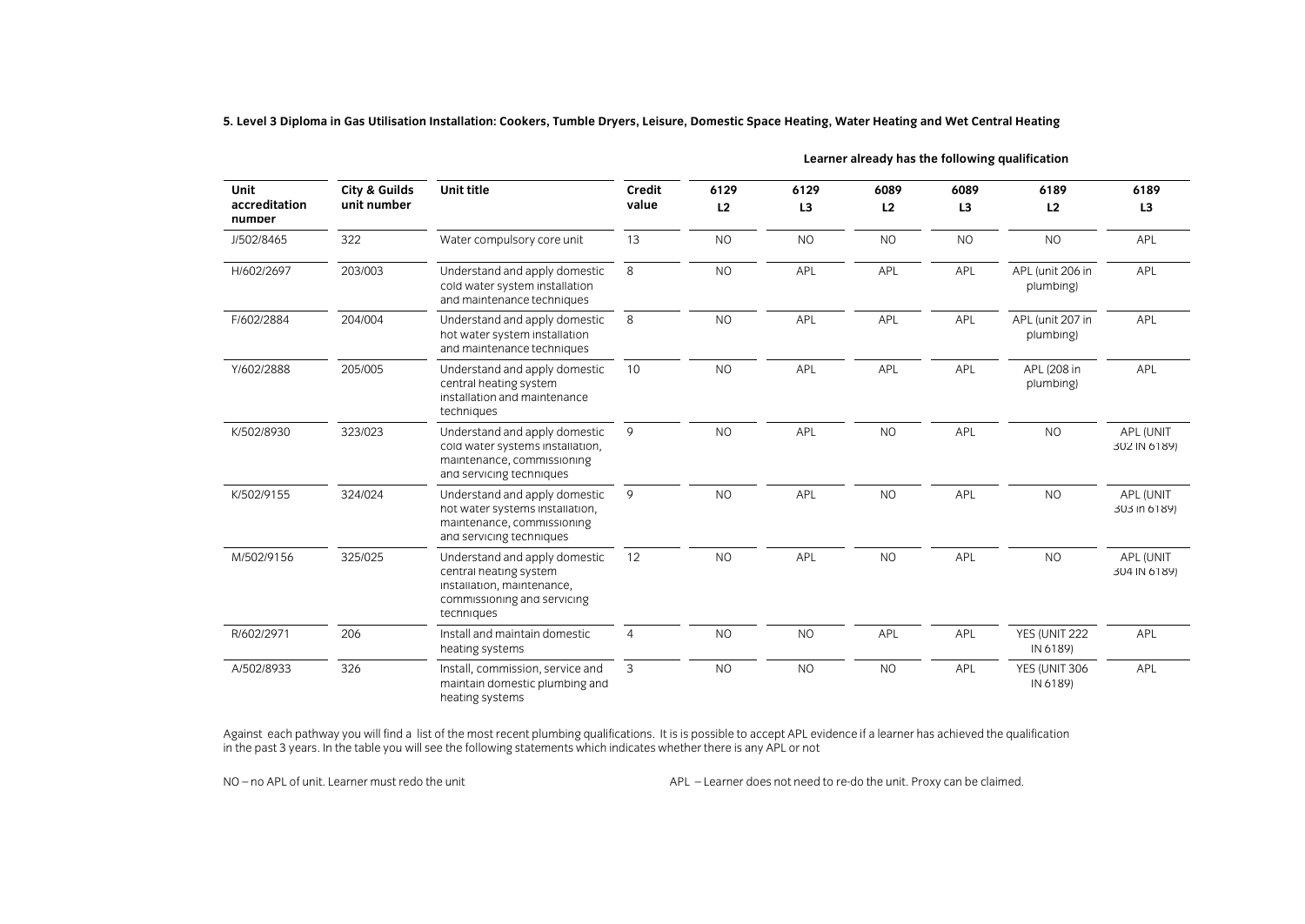**5. Level 3 Diploma in Gas Utilisation Installation: Cookers, Tumble Dryers, Leisure, Domestic Space Heating, Water Heating and Wet Central Heating**

| | | | | Learner already has the following qualification | | | | | |
|---|---|---|---|---|---|---|---|---|---|
| **Unit accreditation number** | **City & Guilds unit number** | **Unit title** | **Credit value** | **6129 L2** | **6129 L3** | **6089 L2** | **6089 L3** | **6189 L2** | **6189 L3** |
| J/502/8465 | 322 | Water compulsory core unit | 13 | NO | NO | NO | NO | NO | APL |
| H/602/2697 | 203/003 | Understand and apply domestic cold water system installation and maintenance techniques | 8 | NO | APL | APL | APL | APL (unit 206 in plumbing) | APL |
| F/602/2884 | 204/004 | Understand and apply domestic hot water system installation and maintenance techniques | 8 | NO | APL | APL | APL | APL (unit 207 in plumbing) | APL |
| Y/602/2888 | 205/005 | Understand and apply domestic central heating system installation and maintenance techniques | 10 | NO | APL | APL | APL | APL (208 in plumbing) | APL |
| K/502/8930 | 323/023 | Understand and apply domestic cold water systems installation, maintenance, commissioning and servicing techniques | 9 | NO | APL | NO | APL | NO | APL (UNIT 302 IN 6189) |
| K/502/9155 | 324/024 | Understand and apply domestic hot water systems installation, maintenance, commissioning and servicing techniques | 9 | NO | APL | NO | APL | NO | APL (UNIT 303 in 6189) |
| M/502/9156 | 325/025 | Understand and apply domestic central heating system installation, maintenance, commissioning and servicing techniques | 12 | NO | APL | NO | APL | NO | APL (UNIT 304 IN 6189) |
| R/602/2971 | 206 | Install and maintain domestic heating systems | 4 | NO | NO | APL | APL | YES (UNIT 222 IN 6189) | APL |
| A/502/8933 | 326 | Install, commission, service and maintain domestic plumbing and heating systems | 3 | NO | NO | NO | APL | YES (UNIT 306 IN 6189) | APL |

Against each pathway you will find a list of the most recent plumbing qualifications. It is is possible to accept APL evidence if a learner has achieved the qualification in the past 3 years. In the table you will see the following statements which indicates whether there is any APL or not

NO – no APL of unit. Learner must redo the unit

APL – Learner does not need to re-do the unit. Proxy can be claimed.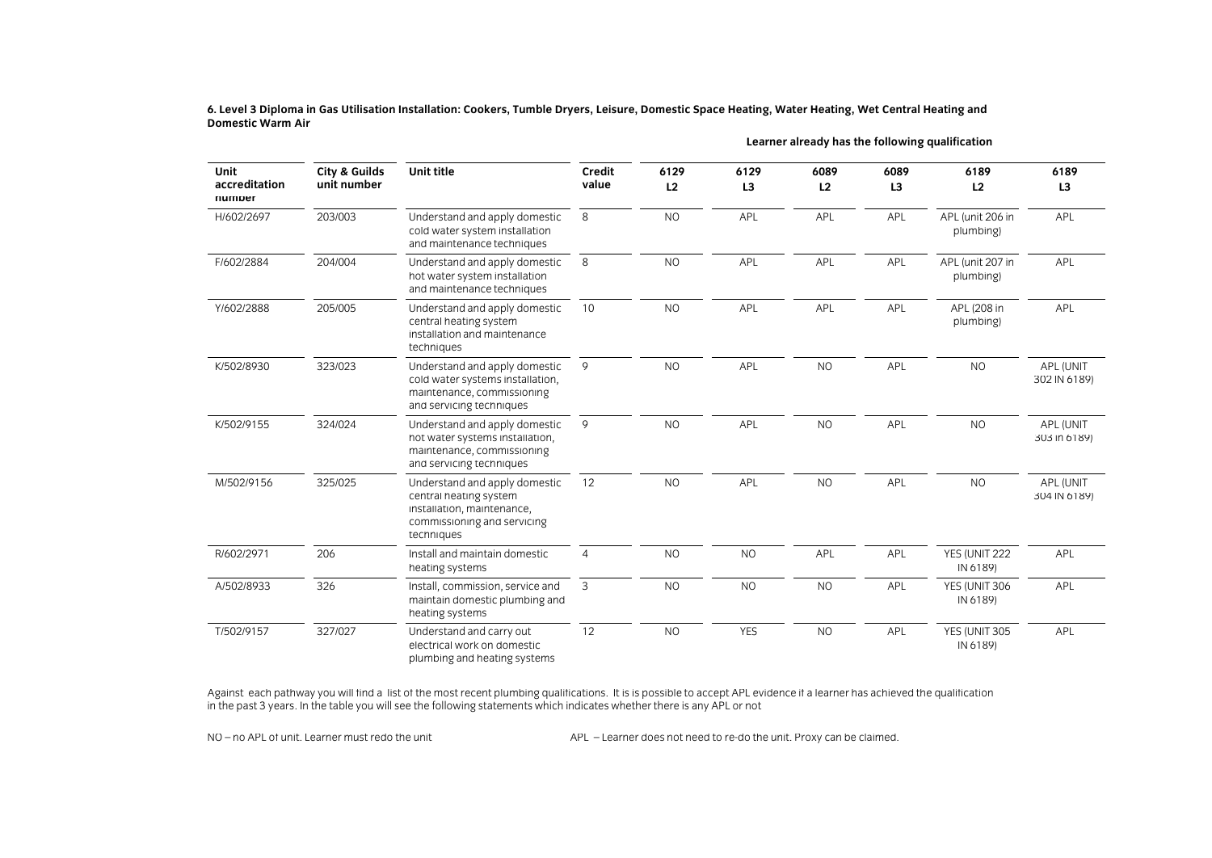**6. Level 3 Diploma in Gas Utilisation Installation: Cookers, Tumble Dryers, Leisure, Domestic Space Heating, Water Heating, Wet Central Heating and Domestic Warm Air**

| Unit accreditation number | City & Guilds unit number | Unit title | Credit value | Learner already has the following qualification | | | | | |
|---|---|---|---|---|---|---|---|---|---|
| | | | | 6129 L2 | 6129 L3 | 6089 L2 | 6089 L3 | 6189 L2 | 6189 L3 |
| H/602/2697 | 203/003 | Understand and apply domestic cold water system installation and maintenance techniques | 8 | NO | APL | APL | APL | APL (unit 206 in plumbing) | APL |
| F/602/2884 | 204/004 | Understand and apply domestic hot water system installation and maintenance techniques | 8 | NO | APL | APL | APL | APL (unit 207 in plumbing) | APL |
| Y/602/2888 | 205/005 | Understand and apply domestic central heating system installation and maintenance techniques | 10 | NO | APL | APL | APL | APL (208 in plumbing) | APL |
| K/502/8930 | 323/023 | Understand and apply domestic cold water systems installation, maintenance, commissioning and servicing techniques | 9 | NO | APL | NO | APL | NO | APL (UNIT 302 IN 6189) |
| K/502/9155 | 324/024 | Understand and apply domestic hot water systems installation, maintenance, commissioning and servicing techniques | 9 | NO | APL | NO | APL | NO | APL (UNIT 303 IN 6189) |
| M/502/9156 | 325/025 | Understand and apply domestic central heating system installation, maintenance, commissioning and servicing techniques | 12 | NO | APL | NO | APL | NO | APL (UNIT 304 IN 6189) |
| R/602/2971 | 206 | Install and maintain domestic heating systems | 4 | NO | NO | APL | APL | YES (UNIT 222 IN 6189) | APL |
| A/502/8933 | 326 | Install, commission, service and maintain domestic plumbing and heating systems | 3 | NO | NO | NO | APL | YES (UNIT 306 IN 6189) | APL |
| T/502/9157 | 327/027 | Understand and carry out electrical work on domestic plumbing and heating systems | 12 | NO | YES | NO | APL | YES (UNIT 305 IN 6189) | APL |

Against each pathway you will find a list of the most recent plumbing qualifications. It is is possible to accept APL evidence if a learner has achieved the qualification in the past 3 years. In the table you will see the following statements which indicates whether there is any APL or not

NO – no APL of unit. Learner must redo the unit

APL – Learner does not need to re-do the unit. Proxy can be claimed.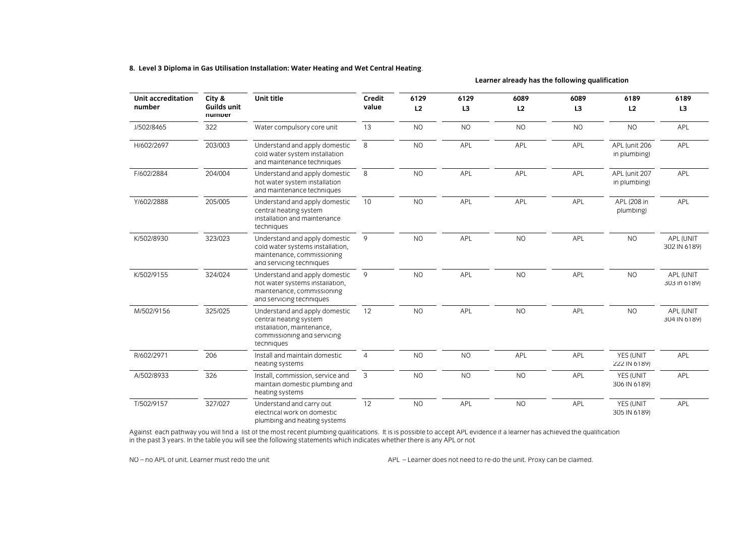**8. Level 3 Diploma in Gas Utilisation Installation: Water Heating and Wet Central Heating**.

| | | | | Learner already has the following qualification | | | | | |
|---|---|---|---|---|---|---|---|---|---|
| **Unit accreditation number** | **City & Guilds unit number** | **Unit title** | **Credit value** | **6129 L2** | **6129 L3** | **6089 L2** | **6089 L3** | **6189 L2** | **6189 L3** |
| J/502/8465 | 322 | Water compulsory core unit | 13 | NO | NO | NO | NO | NO | APL |
| H/602/2697 | 203/003 | Understand and apply domestic cold water system installation and maintenance techniques | 8 | NO | APL | APL | APL | APL (unit 206 in plumbing) | APL |
| F/602/2884 | 204/004 | Understand and apply domestic hot water system installation and maintenance techniques | 8 | NO | APL | APL | APL | APL (unit 207 in plumbing) | APL |
| Y/602/2888 | 205/005 | Understand and apply domestic central heating system installation and maintenance techniques | 10 | NO | APL | APL | APL | APL (208 in plumbing) | APL |
| K/502/8930 | 323/023 | Understand and apply domestic cold water systems installation, maintenance, commissioning and servicing techniques | 9 | NO | APL | NO | APL | NO | APL (UNIT 302 IN 6189) |
| K/502/9155 | 324/024 | Understand and apply domestic hot water systems installation, maintenance, commissioning and servicing techniques | 9 | NO | APL | NO | APL | NO | APL (UNIT 303 in 6189) |
| M/502/9156 | 325/025 | Understand and apply domestic central heating system installation, maintenance, commissioning and servicing techniques | 12 | NO | APL | NO | APL | NO | APL (UNIT 304 IN 6189) |
| R/602/2971 | 206 | Install and maintain domestic heating systems | 4 | NO | NO | APL | APL | YES (UNIT 222 IN 6189) | APL |
| A/502/8933 | 326 | Install, commission, service and maintain domestic plumbing and heating systems | 3 | NO | NO | NO | APL | YES (UNIT 306 IN 6189) | APL |
| T/502/9157 | 327/027 | Understand and carry out electrical work on domestic plumbing and heating systems | 12 | NO | APL | NO | APL | YES (UNIT 305 IN 6189) | APL |

Against each pathway you will find a list of the most recent plumbing qualifications. It is is possible to accept APL evidence if a learner has achieved the qualification in the past 3 years. In the table you will see the following statements which indicates whether there is any APL or not

NO – no APL of unit. Learner must redo the unit

APL – Learner does not need to re-do the unit. Proxy can be claimed.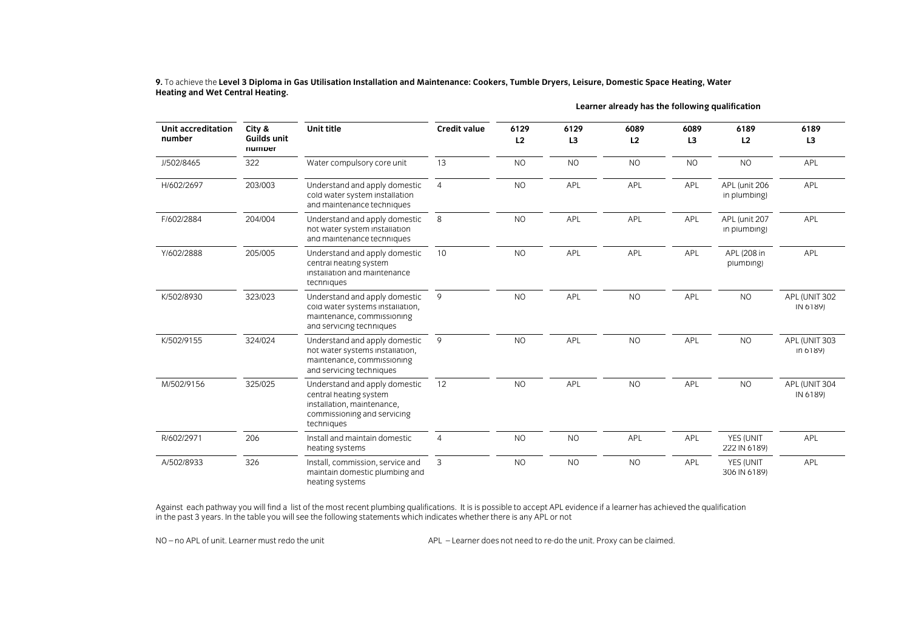**9.** To achieve the **Level 3 Diploma in Gas Utilisation Installation and Maintenance: Cookers, Tumble Dryers, Leisure, Domestic Space Heating, Water Heating and Wet Central Heating.**

| | | | | **Learner already has the following qualification** | | | | | |
|---|---|---|---|---|---|---|---|---|---|
| **Unit accreditation number** | **City & Guilds unit number** | **Unit title** | **Credit value** | **6129 L2** | **6129 L3** | **6089 L2** | **6089 L3** | **6189 L2** | **6189 L3** |
| J/502/8465 | 322 | Water compulsory core unit | 13 | NO | NO | NO | NO | NO | APL |
| H/602/2697 | 203/003 | Understand and apply domestic cold water system installation and maintenance techniques | 4 | NO | APL | APL | APL | APL (unit 206 in plumbing) | APL |
| F/602/2884 | 204/004 | Understand and apply domestic hot water system installation and maintenance techniques | 8 | NO | APL | APL | APL | APL (unit 207 in plumbing) | APL |
| Y/602/2888 | 205/005 | Understand and apply domestic central heating system installation and maintenance techniques | 10 | NO | APL | APL | APL | APL (208 in plumbing) | APL |
| K/502/8930 | 323/023 | Understand and apply domestic cold water systems installation, maintenance, commissioning and servicing techniques | 9 | NO | APL | NO | APL | NO | APL (UNIT 302 IN 6189) |
| K/502/9155 | 324/024 | Understand and apply domestic hot water systems installation, maintenance, commissioning and servicing techniques | 9 | NO | APL | NO | APL | NO | APL (UNIT 303 in 6189) |
| M/502/9156 | 325/025 | Understand and apply domestic central heating system installation, maintenance, commissioning and servicing techniques | 12 | NO | APL | NO | APL | NO | APL (UNIT 304 IN 6189) |
| R/602/2971 | 206 | Install and maintain domestic heating systems | 4 | NO | NO | APL | APL | YES (UNIT 222 IN 6189) | APL |
| A/502/8933 | 326 | Install, commission, service and maintain domestic plumbing and heating systems | 3 | NO | NO | NO | APL | YES (UNIT 306 IN 6189) | APL |

Against each pathway you will find a list of the most recent plumbing qualifications. It is is possible to accept APL evidence if a learner has achieved the qualification in the past 3 years. In the table you will see the following statements which indicates whether there is any APL or not

NO – no APL of unit. Learner must redo the unit

APL – Learner does not need to re-do the unit. Proxy can be claimed.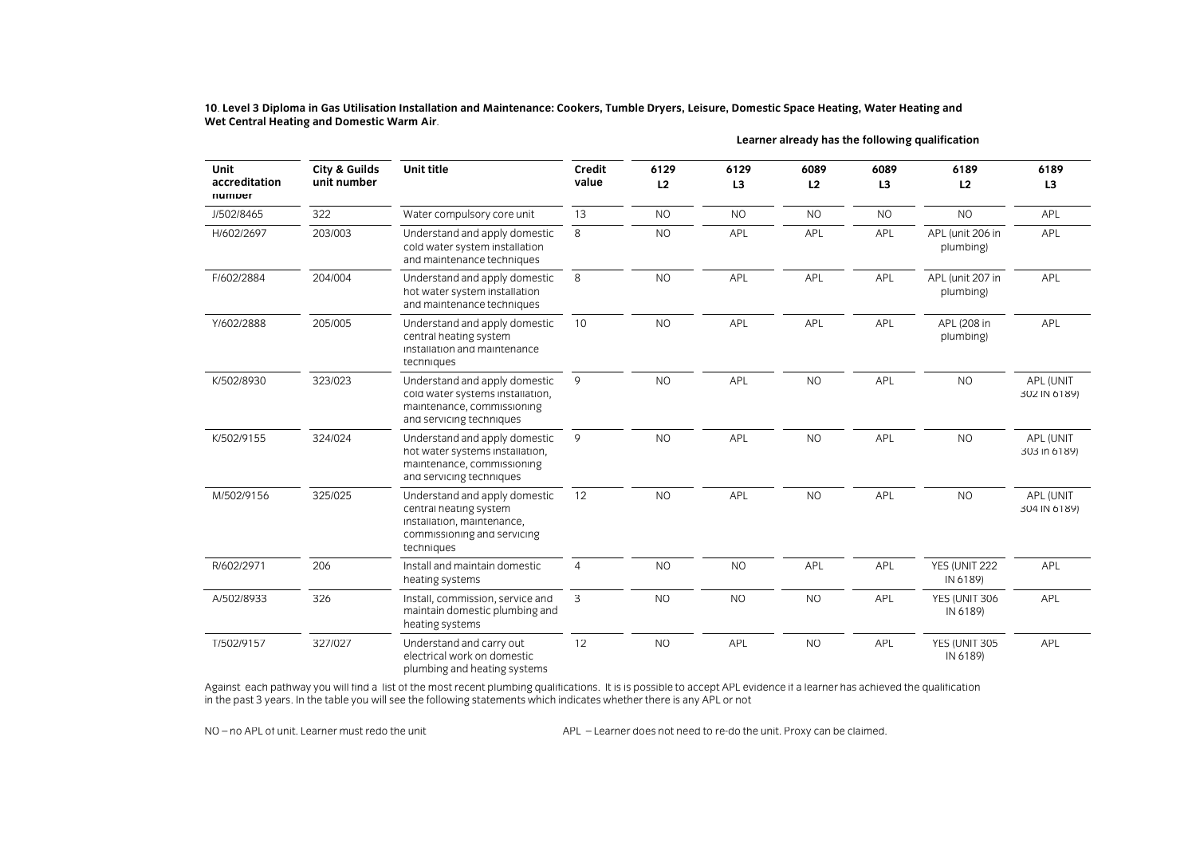**10**. **Level 3 Diploma in Gas Utilisation Installation and Maintenance: Cookers, Tumble Dryers, Leisure, Domestic Space Heating, Water Heating and Wet Central Heating and Domestic Warm Air**.

| | | | | Learner already has the following qualification | | | | | |
|---|---|---|---|---|---|---|---|---|---|
| **Unit accreditation number** | **City & Guilds unit number** | **Unit title** | **Credit value** | **6129 L2** | **6129 L3** | **6089 L2** | **6089 L3** | **6189 L2** | **6189 L3** |
| J/502/8465 | 322 | Water compulsory core unit | 13 | NO | NO | NO | NO | NO | APL |
| H/602/2697 | 203/003 | Understand and apply domestic cold water system installation and maintenance techniques | 8 | NO | APL | APL | APL | APL (unit 206 in plumbing) | APL |
| F/602/2884 | 204/004 | Understand and apply domestic hot water system installation and maintenance techniques | 8 | NO | APL | APL | APL | APL (unit 207 in plumbing) | APL |
| Y/602/2888 | 205/005 | Understand and apply domestic central heating system installation and maintenance techniques | 10 | NO | APL | APL | APL | APL (208 in plumbing) | APL |
| K/502/8930 | 323/023 | Understand and apply domestic cold water systems installation, maintenance, commissioning and servicing techniques | 9 | NO | APL | NO | APL | NO | APL (UNIT 302 IN 6189) |
| K/502/9155 | 324/024 | Understand and apply domestic hot water systems installation, maintenance, commissioning and servicing techniques | 9 | NO | APL | NO | APL | NO | APL (UNIT 303 in 6189) |
| M/502/9156 | 325/025 | Understand and apply domestic central heating system installation, maintenance, commissioning and servicing techniques | 12 | NO | APL | NO | APL | NO | APL (UNIT 304 IN 6189) |
| R/602/2971 | 206 | Install and maintain domestic heating systems | 4 | NO | NO | APL | APL | YES (UNIT 222 IN 6189) | APL |
| A/502/8933 | 326 | Install, commission, service and maintain domestic plumbing and heating systems | 3 | NO | NO | NO | APL | YES (UNIT 306 IN 6189) | APL |
| T/502/9157 | 327/027 | Understand and carry out electrical work on domestic plumbing and heating systems | 12 | NO | APL | NO | APL | YES (UNIT 305 IN 6189) | APL |

Against each pathway you will find a list of the most recent plumbing qualifications. It is is possible to accept APL evidence if a learner has achieved the qualification in the past 3 years. In the table you will see the following statements which indicates whether there is any APL or not

NO – no APL of unit. Learner must redo the unit

APL – Learner does not need to re-do the unit. Proxy can be claimed.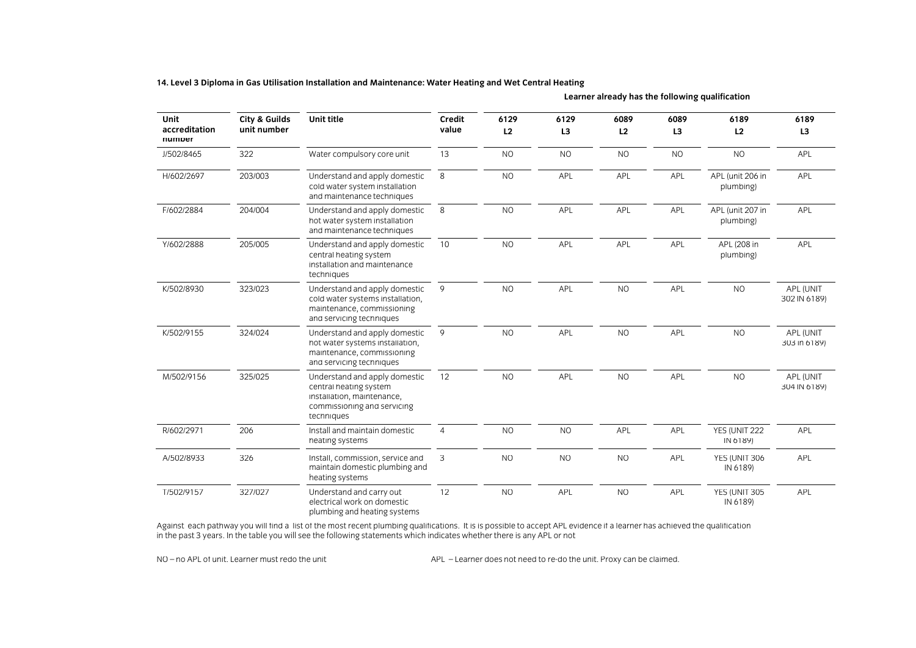**14. Level 3 Diploma in Gas Utilisation Installation and Maintenance: Water Heating and Wet Central Heating**

| Unit accreditation number | City & Guilds unit number | Unit title | Credit value | Learner already has the following qualification | | | | | |
|---|---|---|---|---|---|---|---|---|---|
| | | | | 6129 L2 | 6129 L3 | 6089 L2 | 6089 L3 | 6189 L2 | 6189 L3 |
| J/502/8465 | 322 | Water compulsory core unit | 13 | NO | NO | NO | NO | NO | APL |
| H/602/2697 | 203/003 | Understand and apply domestic cold water system installation and maintenance techniques | 8 | NO | APL | APL | APL | APL (unit 206 in plumbing) | APL |
| F/602/2884 | 204/004 | Understand and apply domestic hot water system installation and maintenance techniques | 8 | NO | APL | APL | APL | APL (unit 207 in plumbing) | APL |
| Y/602/2888 | 205/005 | Understand and apply domestic central heating system installation and maintenance techniques | 10 | NO | APL | APL | APL | APL (208 in plumbing) | APL |
| K/502/8930 | 323/023 | Understand and apply domestic cold water systems installation, maintenance, commissioning and servicing techniques | 9 | NO | APL | NO | APL | NO | APL (UNIT 302 IN 6189) |
| K/502/9155 | 324/024 | Understand and apply domestic hot water systems installation, maintenance, commissioning and servicing techniques | 9 | NO | APL | NO | APL | NO | APL (UNIT 303 in 6189) |
| M/502/9156 | 325/025 | Understand and apply domestic central heating system installation, maintenance, commissioning and servicing techniques | 12 | NO | APL | NO | APL | NO | APL (UNIT 304 IN 6189) |
| R/602/2971 | 206 | Install and maintain domestic heating systems | 4 | NO | NO | APL | APL | YES (UNIT 222 IN 6189) | APL |
| A/502/8933 | 326 | Install, commission, service and maintain domestic plumbing and heating systems | 3 | NO | NO | NO | APL | YES (UNIT 306 IN 6189) | APL |
| T/502/9157 | 327/027 | Understand and carry out electrical work on domestic plumbing and heating systems | 12 | NO | APL | NO | APL | YES (UNIT 305 IN 6189) | APL |

Against each pathway you will find a list of the most recent plumbing qualifications. It is is possible to accept APL evidence if a learner has achieved the qualification in the past 3 years. In the table you will see the following statements which indicates whether there is any APL or not

NO – no APL of unit. Learner must redo the unit

APL – Learner does not need to re-do the unit. Proxy can be claimed.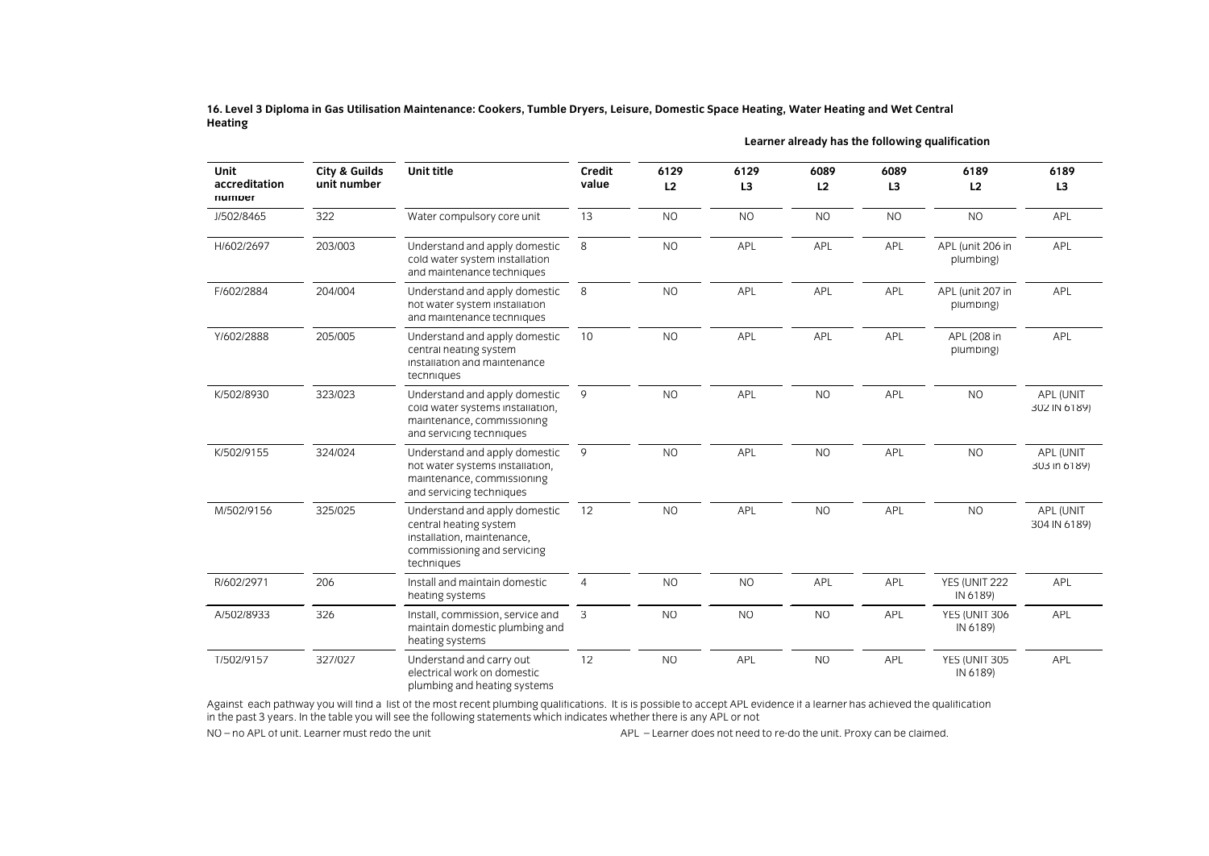**16. Level 3 Diploma in Gas Utilisation Maintenance: Cookers, Tumble Dryers, Leisure, Domestic Space Heating, Water Heating and Wet Central Heating**

| Unit accreditation number | City & Guilds unit number | Unit title | Credit value | Learner already has the following qualification | | | | | |
|---|---|---|---|---|---|---|---|---|---|
| | | | | 6129 L2 | 6129 L3 | 6089 L2 | 6089 L3 | 6189 L2 | 6189 L3 |
| J/502/8465 | 322 | Water compulsory core unit | 13 | NO | NO | NO | NO | NO | APL |
| H/602/2697 | 203/003 | Understand and apply domestic cold water system installation and maintenance techniques | 8 | NO | APL | APL | APL | APL (unit 206 in plumbing) | APL |
| F/602/2884 | 204/004 | Understand and apply domestic hot water system installation and maintenance techniques | 8 | NO | APL | APL | APL | APL (unit 207 in plumbing) | APL |
| Y/602/2888 | 205/005 | Understand and apply domestic central heating system installation and maintenance techniques | 10 | NO | APL | APL | APL | APL (208 in plumbing) | APL |
| K/502/8930 | 323/023 | Understand and apply domestic cold water systems installation, maintenance, commissioning and servicing techniques | 9 | NO | APL | NO | APL | NO | APL (UNIT 302 IN 6189) |
| K/502/9155 | 324/024 | Understand and apply domestic hot water systems installation, maintenance, commissioning and servicing techniques | 9 | NO | APL | NO | APL | NO | APL (UNIT 303 in 6189) |
| M/502/9156 | 325/025 | Understand and apply domestic central heating system installation, maintenance, commissioning and servicing techniques | 12 | NO | APL | NO | APL | NO | APL (UNIT 304 IN 6189) |
| R/602/2971 | 206 | Install and maintain domestic heating systems | 4 | NO | NO | APL | APL | YES (UNIT 222 IN 6189) | APL |
| A/502/8933 | 326 | Install, commission, service and maintain domestic plumbing and heating systems | 3 | NO | NO | NO | APL | YES (UNIT 306 IN 6189) | APL |
| T/502/9157 | 327/027 | Understand and carry out electrical work on domestic plumbing and heating systems | 12 | NO | APL | NO | APL | YES (UNIT 305 IN 6189) | APL |

Against each pathway you will find a list of the most recent plumbing qualifications. It is is possible to accept APL evidence if a learner has achieved the qualification in the past 3 years. In the table you will see the following statements which indicates whether there is any APL or not

NO – no APL of unit. Learner must redo the unit

APL – Learner does not need to re-do the unit. Proxy can be claimed.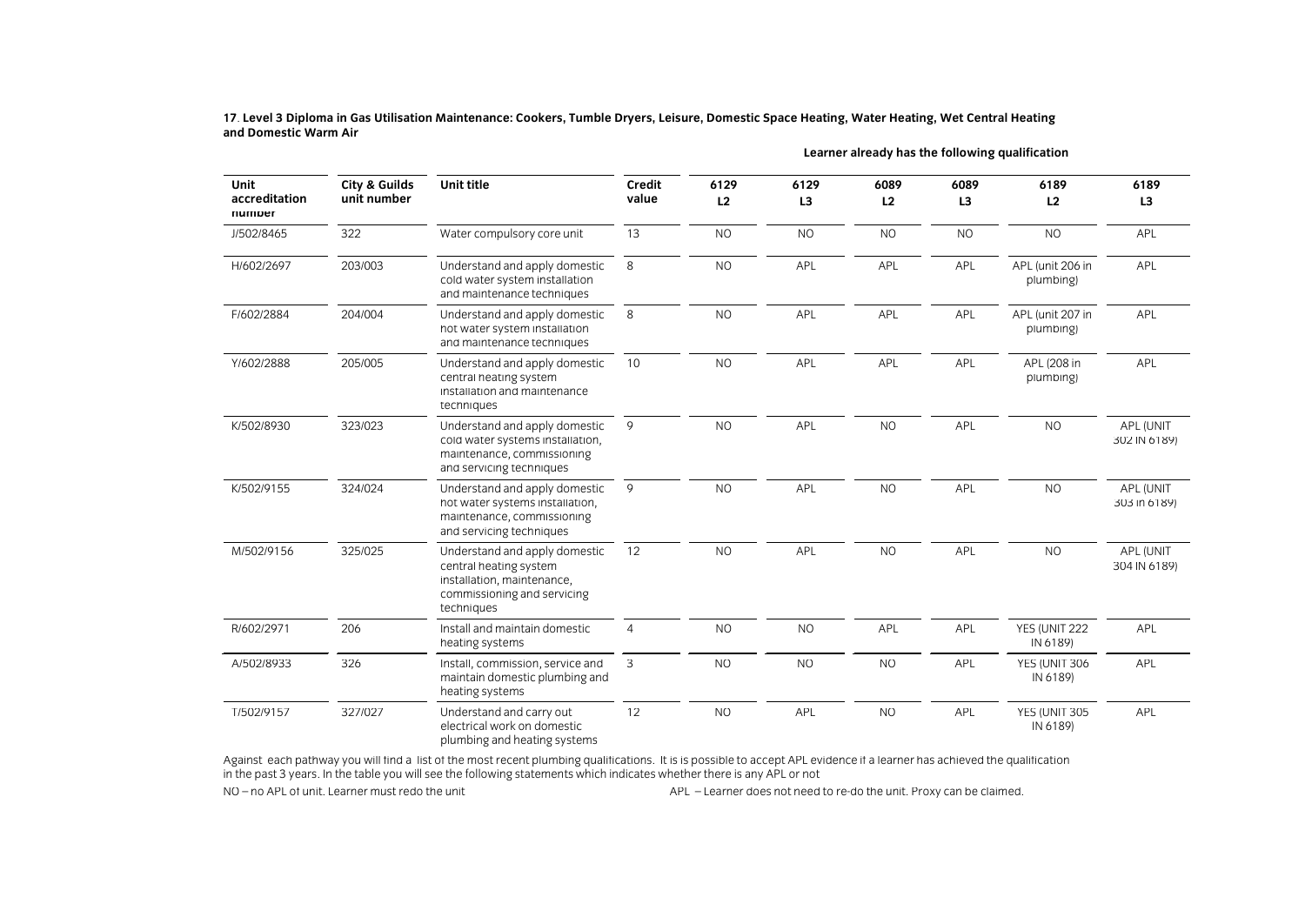**17**. **Level 3 Diploma in Gas Utilisation Maintenance: Cookers, Tumble Dryers, Leisure, Domestic Space Heating, Water Heating, Wet Central Heating and Domestic Warm Air**

| Unit accreditation number | City & Guilds unit number | Unit title | Credit value | Learner already has the following qualification | | | | | |
|---|---|---|---|---|---|---|---|---|---|
| | | | | 6129 L2 | 6129 L3 | 6089 L2 | 6089 L3 | 6189 L2 | 6189 L3 |
| J/502/8465 | 322 | Water compulsory core unit | 13 | NO | NO | NO | NO | NO | APL |
| H/602/2697 | 203/003 | Understand and apply domestic cold water system installation and maintenance techniques | 8 | NO | APL | APL | APL | APL (unit 206 in plumbing) | APL |
| F/602/2884 | 204/004 | Understand and apply domestic hot water system installation and maintenance techniques | 8 | NO | APL | APL | APL | APL (unit 207 in plumbing) | APL |
| Y/602/2888 | 205/005 | Understand and apply domestic central heating system installation and maintenance techniques | 10 | NO | APL | APL | APL | APL (208 in plumbing) | APL |
| K/502/8930 | 323/023 | Understand and apply domestic cold water systems installation, maintenance, commissioning and servicing techniques | 9 | NO | APL | NO | APL | NO | APL (UNIT 302 IN 6189) |
| K/502/9155 | 324/024 | Understand and apply domestic hot water systems installation, maintenance, commissioning and servicing techniques | 9 | NO | APL | NO | APL | NO | APL (UNIT 303 in 6189) |
| M/502/9156 | 325/025 | Understand and apply domestic central heating system installation, maintenance, commissioning and servicing techniques | 12 | NO | APL | NO | APL | NO | APL (UNIT 304 IN 6189) |
| R/602/2971 | 206 | Install and maintain domestic heating systems | 4 | NO | NO | APL | APL | YES (UNIT 222 IN 6189) | APL |
| A/502/8933 | 326 | Install, commission, service and maintain domestic plumbing and heating systems | 3 | NO | NO | NO | APL | YES (UNIT 306 IN 6189) | APL |
| T/502/9157 | 327/027 | Understand and carry out electrical work on domestic plumbing and heating systems | 12 | NO | APL | NO | APL | YES (UNIT 305 IN 6189) | APL |

Against each pathway you will find a list of the most recent plumbing qualifications. It is is possible to accept APL evidence if a learner has achieved the qualification in the past 3 years. In the table you will see the following statements which indicates whether there is any APL or not

NO – no APL of unit. Learner must redo the unit

APL – Learner does not need to re-do the unit. Proxy can be claimed.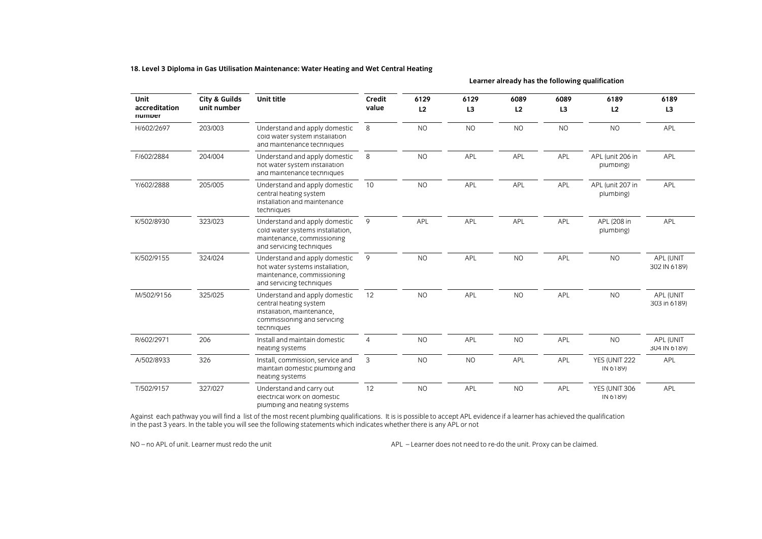### 18. Level 3 Diploma in Gas Utilisation Maintenance: Water Heating and Wet Central Heating

| Unit accreditation number | City & Guilds unit number | Unit title | Credit value | Learner already has the following qualification | | | | | |
|---|---|---|---|---|---|---|---|---|---|
| | | | | 6129 L2 | 6129 L3 | 6089 L2 | 6089 L3 | 6189 L2 | 6189 L3 |
| H/602/2697 | 203/003 | Understand and apply domestic cold water system installation and maintenance techniques | 8 | NO | NO | NO | NO | NO | APL |
| F/602/2884 | 204/004 | Understand and apply domestic hot water system installation and maintenance techniques | 8 | NO | APL | APL | APL | APL (unit 206 in plumbing) | APL |
| Y/602/2888 | 205/005 | Understand and apply domestic central heating system installation and maintenance techniques | 10 | NO | APL | APL | APL | APL (unit 207 in plumbing) | APL |
| K/502/8930 | 323/023 | Understand and apply domestic cold water systems installation, maintenance, commissioning and servicing techniques | 9 | APL | APL | APL | APL | APL (208 in plumbing) | APL |
| K/502/9155 | 324/024 | Understand and apply domestic hot water systems installation, maintenance, commissioning and servicing techniques | 9 | NO | APL | NO | APL | NO | APL (UNIT 302 IN 6189) |
| M/502/9156 | 325/025 | Understand and apply domestic central heating system installation, maintenance, commissioning and servicing techniques | 12 | NO | APL | NO | APL | NO | APL (UNIT 303 in 6189) |
| R/602/2971 | 206 | Install and maintain domestic heating systems | 4 | NO | APL | NO | APL | NO | APL (UNIT 304 IN 6189) |
| A/502/8933 | 326 | Install, commission, service and maintain domestic plumbing and heating systems | 3 | NO | NO | APL | APL | YES (UNIT 222 IN 6189) | APL |
| T/502/9157 | 327/027 | Understand and carry out electrical work on domestic plumbing and heating systems | 12 | NO | APL | NO | APL | YES (UNIT 306 IN 6189) | APL |

Against each pathway you will find a list of the most recent plumbing qualifications. It is is possible to accept APL evidence if a learner has achieved the qualification in the past 3 years. In the table you will see the following statements which indicates whether there is any APL or not

NO – no APL of unit. Learner must redo the unit

APL – Learner does not need to re-do the unit. Proxy can be claimed.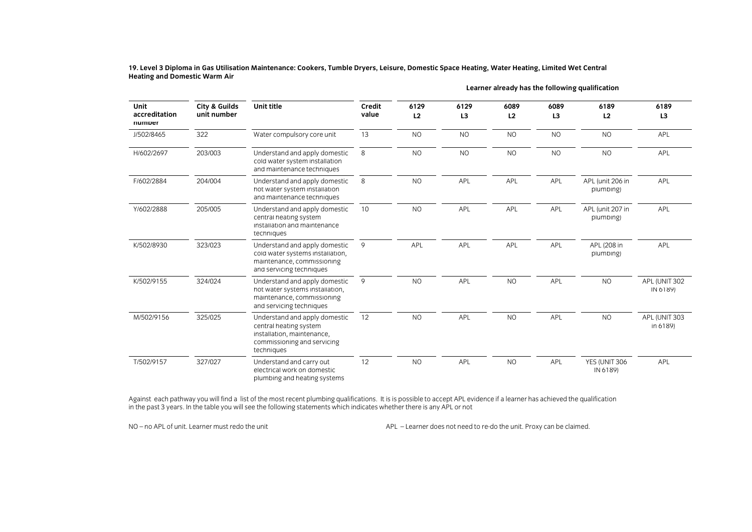**19. Level 3 Diploma in Gas Utilisation Maintenance: Cookers, Tumble Dryers, Leisure, Domestic Space Heating, Water Heating, Limited Wet Central Heating and Domestic Warm Air**

| | | | | Learner already has the following qualification | | | | | |
|---|---|---|---|---|---|---|---|---|---|
| **Unit accreditation number** | **City & Guilds unit number** | **Unit title** | **Credit value** | **6129 L2** | **6129 L3** | **6089 L2** | **6089 L3** | **6189 L2** | **6189 L3** |
| J/502/8465 | 322 | Water compulsory core unit | 13 | NO | NO | NO | NO | NO | APL |
| H/602/2697 | 203/003 | Understand and apply domestic cold water system installation and maintenance techniques | 8 | NO | NO | NO | NO | NO | APL |
| F/602/2884 | 204/004 | Understand and apply domestic hot water system installation and maintenance techniques | 8 | NO | APL | APL | APL | APL (unit 206 in plumbing) | APL |
| Y/602/2888 | 205/005 | Understand and apply domestic central heating system installation and maintenance techniques | 10 | NO | APL | APL | APL | APL (unit 207 in plumbing) | APL |
| K/502/8930 | 323/023 | Understand and apply domestic cold water systems installation, maintenance, commissioning and servicing techniques | 9 | APL | APL | APL | APL | APL (208 in plumbing) | APL |
| K/502/9155 | 324/024 | Understand and apply domestic hot water systems installation, maintenance, commissioning and servicing techniques | 9 | NO | APL | NO | APL | NO | APL (UNIT 302 IN 6189) |
| M/502/9156 | 325/025 | Understand and apply domestic central heating system installation, maintenance, commissioning and servicing techniques | 12 | NO | APL | NO | APL | NO | APL (UNIT 303 in 6189) |
| T/502/9157 | 327/027 | Understand and carry out electrical work on domestic plumbing and heating systems | 12 | NO | APL | NO | APL | YES (UNIT 306 IN 6189) | APL |

Against each pathway you will find a list of the most recent plumbing qualifications. It is is possible to accept APL evidence if a learner has achieved the qualification in the past 3 years. In the table you will see the following statements which indicates whether there is any APL or not

NO – no APL of unit. Learner must redo the unit

APL – Learner does not need to re-do the unit. Proxy can be claimed.